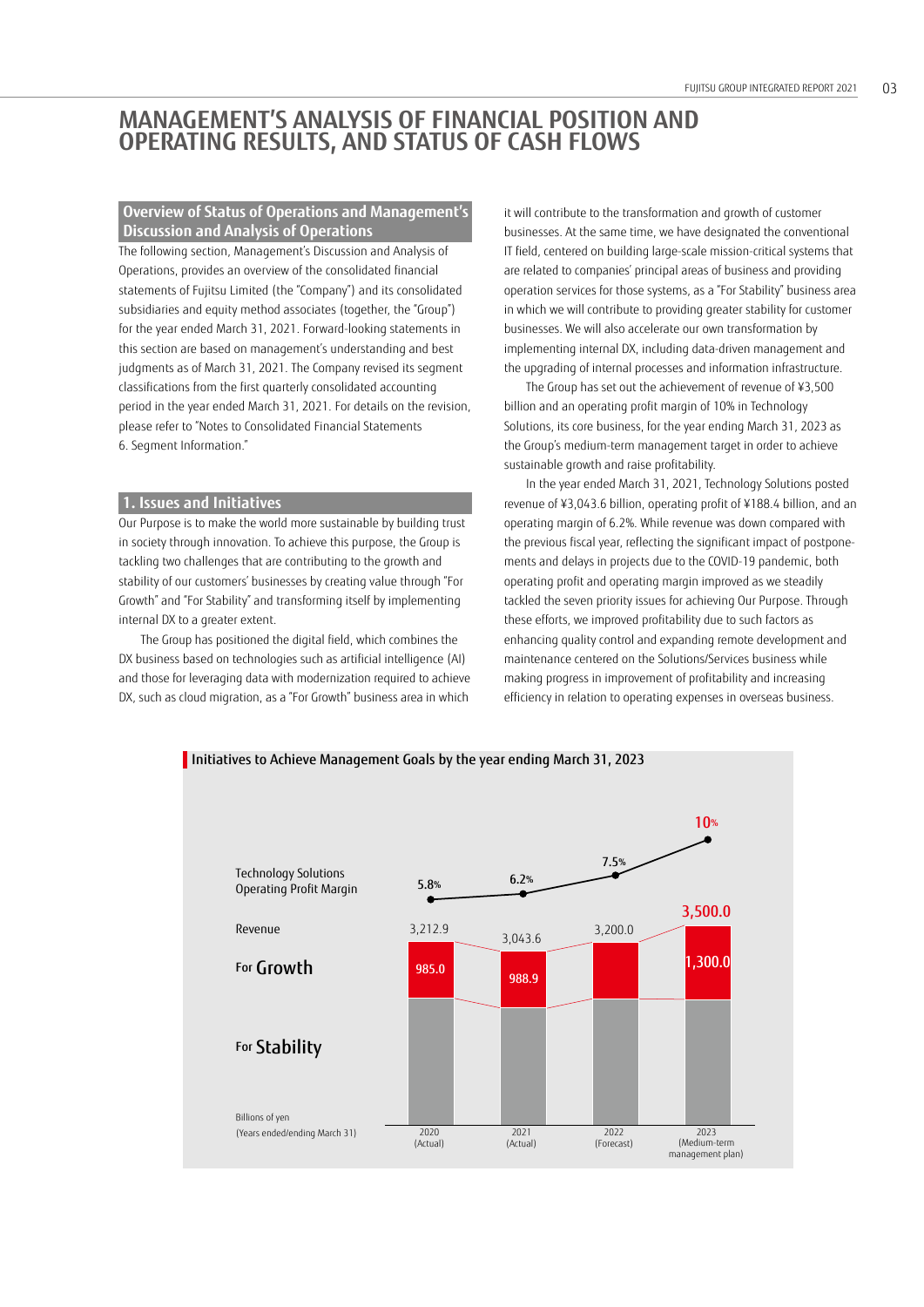# MANAGEMENT'S ANALYSIS OF FINANCIAL POSITION AND OPERATING RESULTS, AND STATUS OF CASH FLOWS

## Overview of Status of Operations and Management's Discussion and Analysis of Operations

The following section, Management's Discussion and Analysis of Operations, provides an overview of the consolidated financial statements of Fujitsu Limited (the "Company") and its consolidated subsidiaries and equity method associates (together, the "Group") for the year ended March 31, 2021. Forward-looking statements in this section are based on management's understanding and best judgments as of March 31, 2021. The Company revised its segment classifications from the first quarterly consolidated accounting period in the year ended March 31, 2021. For details on the revision, please refer to "Notes to Consolidated Financial Statements 6. Segment Information."

## 1. Issues and Initiatives

Our Purpose is to make the world more sustainable by building trust in society through innovation. To achieve this purpose, the Group is tackling two challenges that are contributing to the growth and stability of our customers' businesses by creating value through "For Growth" and "For Stability" and transforming itself by implementing internal DX to a greater extent.

The Group has positioned the digital field, which combines the DX business based on technologies such as artificial intelligence (AI) and those for leveraging data with modernization required to achieve DX, such as cloud migration, as a "For Growth" business area in which it will contribute to the transformation and growth of customer businesses. At the same time, we have designated the conventional IT field, centered on building large-scale mission-critical systems that are related to companies' principal areas of business and providing operation services for those systems, as a "For Stability" business area in which we will contribute to providing greater stability for customer businesses. We will also accelerate our own transformation by implementing internal DX, including data-driven management and the upgrading of internal processes and information infrastructure.

The Group has set out the achievement of revenue of ¥3,500 billion and an operating profit margin of 10% in Technology Solutions, its core business, for the year ending March 31, 2023 as the Group's medium-term management target in order to achieve sustainable growth and raise profitability.

In the year ended March 31, 2021, Technology Solutions posted revenue of ¥3,043.6 billion, operating profit of ¥188.4 billion, and an operating margin of 6.2%. While revenue was down compared with the previous fiscal year, reflecting the significant impact of postponements and delays in projects due to the COVID-19 pandemic, both operating profit and operating margin improved as we steadily tackled the seven priority issues for achieving Our Purpose. Through these efforts, we improved profitability due to such factors as enhancing quality control and expanding remote development and maintenance centered on the Solutions/Services business while making progress in improvement of profitability and increasing efficiency in relation to operating expenses in overseas business.

**Initiatives to Achieve Management Goals by the year ending March 31, 2023**

Technology Solutions Operating Profit Margin
5.8%
6.2%
7.5%
10%

Revenue
3,212.9
3,043.6
3,200.0
3,500.0

For Growth
985.0
988.9
1,300.0

For Stability

Billions of yen
(Years ended/ending March 31)
2020 (Actual)
2021 (Actual)
2022 (Forecast)
2023 (Medium-term management plan)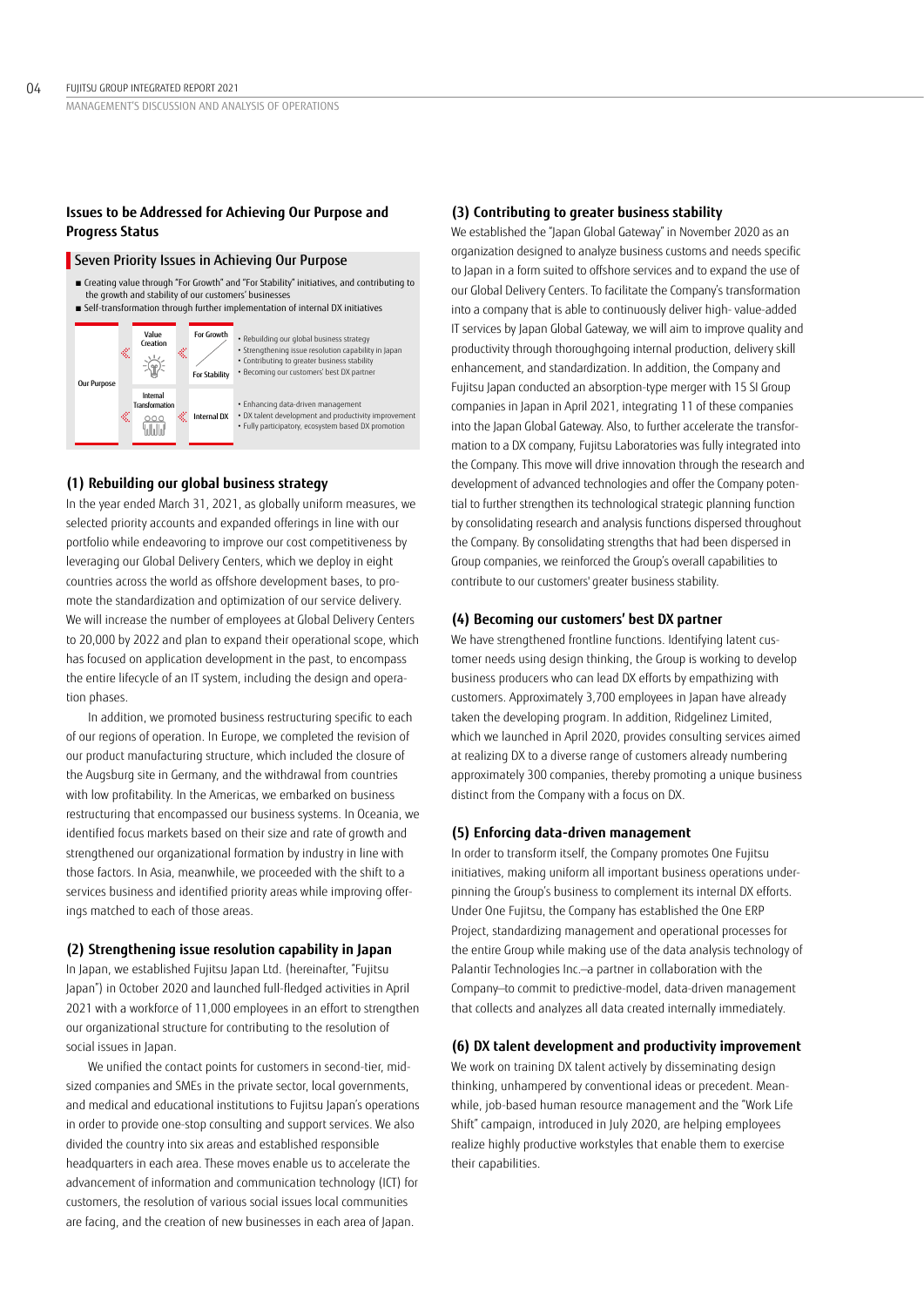## Issues to be Addressed for Achieving Our Purpose and Progress Status

### Seven Priority Issues in Achieving Our Purpose

- Creating value through "For Growth" and "For Stability" initiatives, and contributing to the growth and stability of our customers' businesses
- Self-transformation through further implementation of internal DX initiatives

Our Purpose

Value Creation

For Growth

For Stability

- Rebuilding our global business strategy
- Strengthening issue resolution capability in Japan
- Contributing to greater business stability
- Becoming our customers' best DX partner

Internal Transformation

Internal DX

- Enhancing data-driven management
- DX talent development and productivity improvement
- Fully participatory, ecosystem based DX promotion

### (1) Rebuilding our global business strategy

In the year ended March 31, 2021, as globally uniform measures, we selected priority accounts and expanded offerings in line with our portfolio while endeavoring to improve our cost competitiveness by leveraging our Global Delivery Centers, which we deploy in eight countries across the world as offshore development bases, to promote the standardization and optimization of our service delivery. We will increase the number of employees at Global Delivery Centers to 20,000 by 2022 and plan to expand their operational scope, which has focused on application development in the past, to encompass the entire lifecycle of an IT system, including the design and operation phases.

In addition, we promoted business restructuring specific to each of our regions of operation. In Europe, we completed the revision of our product manufacturing structure, which included the closure of the Augsburg site in Germany, and the withdrawal from countries with low profitability. In the Americas, we embarked on business restructuring that encompassed our business systems. In Oceania, we identified focus markets based on their size and rate of growth and strengthened our organizational formation by industry in line with those factors. In Asia, meanwhile, we proceeded with the shift to a services business and identified priority areas while improving offerings matched to each of those areas.

### (2) Strengthening issue resolution capability in Japan

In Japan, we established Fujitsu Japan Ltd. (hereinafter, "Fujitsu Japan") in October 2020 and launched full-fledged activities in April 2021 with a workforce of 11,000 employees in an effort to strengthen our organizational structure for contributing to the resolution of social issues in Japan.

We unified the contact points for customers in second-tier, mid-sized companies and SMEs in the private sector, local governments, and medical and educational institutions to Fujitsu Japan's operations in order to provide one-stop consulting and support services. We also divided the country into six areas and established responsible headquarters in each area. These moves enable us to accelerate the advancement of information and communication technology (ICT) for customers, the resolution of various social issues local communities are facing, and the creation of new businesses in each area of Japan.

### (3) Contributing to greater business stability

We established the "Japan Global Gateway" in November 2020 as an organization designed to analyze business customs and needs specific to Japan in a form suited to offshore services and to expand the use of our Global Delivery Centers. To facilitate the Company's transformation into a company that is able to continuously deliver high- value-added IT services by Japan Global Gateway, we will aim to improve quality and productivity through thoroughgoing internal production, delivery skill enhancement, and standardization. In addition, the Company and Fujitsu Japan conducted an absorption-type merger with 15 SI Group companies in Japan in April 2021, integrating 11 of these companies into the Japan Global Gateway. Also, to further accelerate the transformation to a DX company, Fujitsu Laboratories was fully integrated into the Company. This move will drive innovation through the research and development of advanced technologies and offer the Company potential to further strengthen its technological strategic planning function by consolidating research and analysis functions dispersed throughout the Company. By consolidating strengths that had been dispersed in Group companies, we reinforced the Group's overall capabilities to contribute to our customers' greater business stability.

### (4) Becoming our customers' best DX partner

We have strengthened frontline functions. Identifying latent customer needs using design thinking, the Group is working to develop business producers who can lead DX efforts by empathizing with customers. Approximately 3,700 employees in Japan have already taken the developing program. In addition, Ridgelinez Limited, which we launched in April 2020, provides consulting services aimed at realizing DX to a diverse range of customers already numbering approximately 300 companies, thereby promoting a unique business distinct from the Company with a focus on DX.

### (5) Enforcing data-driven management

In order to transform itself, the Company promotes One Fujitsu initiatives, making uniform all important business operations underpinning the Group's business to complement its internal DX efforts. Under One Fujitsu, the Company has established the One ERP Project, standardizing management and operational processes for the entire Group while making use of the data analysis technology of Palantir Technologies Inc.—a partner in collaboration with the Company—to commit to predictive-model, data-driven management that collects and analyzes all data created internally immediately.

### (6) DX talent development and productivity improvement

We work on training DX talent actively by disseminating design thinking, unhampered by conventional ideas or precedent. Meanwhile, job-based human resource management and the "Work Life Shift" campaign, introduced in July 2020, are helping employees realize highly productive workstyles that enable them to exercise their capabilities.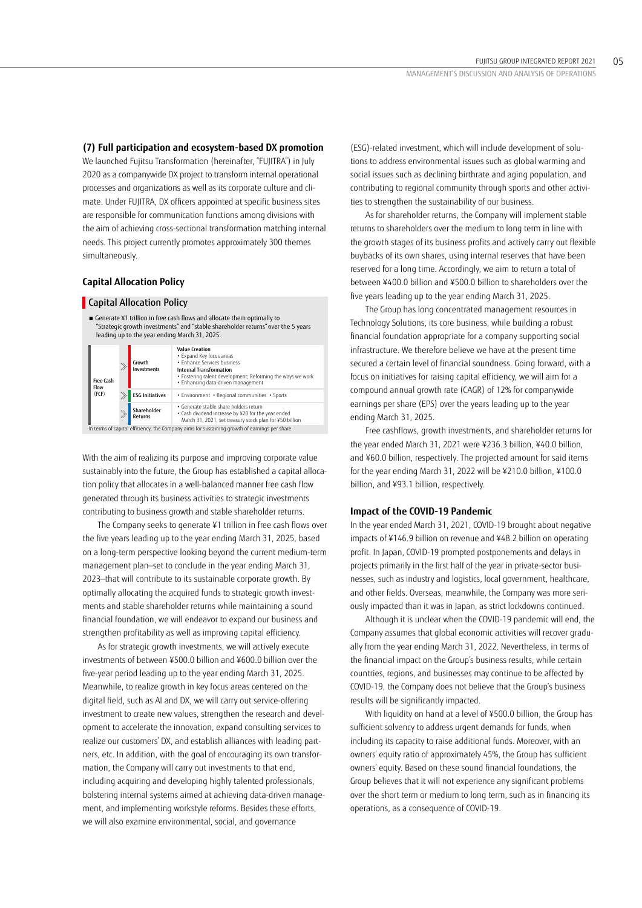### (7) Full participation and ecosystem-based DX promotion

We launched Fujitsu Transformation (hereinafter, "FUJITRA") in July 2020 as a companywide DX project to transform internal operational processes and organizations as well as its corporate culture and climate. Under FUJITRA, DX officers appointed at specific business sites are responsible for communication functions among divisions with the aim of achieving cross-sectional transformation matching internal needs. This project currently promotes approximately 300 themes simultaneously.

### Capital Allocation Policy

**Capital Allocation Policy**

■ Generate ¥1 trillion in free cash flows and allocate them optimally to "Strategic growth investments" and "stable shareholder returns" over the 5 years leading up to the year ending March 31, 2025.

| | | |
|---|---|---|
| Free Cash Flow (FCF) | Growth Investments | **Value Creation** • Expand Key focus areas • Enhance Services business **Internal Transformation** • Fostering talent development; Reforming the ways we work • Enhancing data-driven management |
| | ESG Initiatives | • Environment • Regional communities • Sports |
| | Shareholder Returns | • Generate stable share holders return • Cash dividend increase by ¥20 for the year ended March 31, 2021, set treasury stock plan for ¥50 billion |

In terms of capital efficiency, the Company aims for sustaining growth of earnings per share.

With the aim of realizing its purpose and improving corporate value sustainably into the future, the Group has established a capital allocation policy that allocates in a well-balanced manner free cash flow generated through its business activities to strategic investments contributing to business growth and stable shareholder returns.

The Company seeks to generate ¥1 trillion in free cash flows over the five years leading up to the year ending March 31, 2025, based on a long-term perspective looking beyond the current medium-term management plan—set to conclude in the year ending March 31, 2023—that will contribute to its sustainable corporate growth. By optimally allocating the acquired funds to strategic growth investments and stable shareholder returns while maintaining a sound financial foundation, we will endeavor to expand our business and strengthen profitability as well as improving capital efficiency.

As for strategic growth investments, we will actively execute investments of between ¥500.0 billion and ¥600.0 billion over the five-year period leading up to the year ending March 31, 2025. Meanwhile, to realize growth in key focus areas centered on the digital field, such as AI and DX, we will carry out service-offering investment to create new values, strengthen the research and development to accelerate the innovation, expand consulting services to realize our customers' DX, and establish alliances with leading partners, etc. In addition, with the goal of encouraging its own transformation, the Company will carry out investments to that end, including acquiring and developing highly talented professionals, bolstering internal systems aimed at achieving data-driven management, and implementing workstyle reforms. Besides these efforts, we will also examine environmental, social, and governance (ESG)-related investment, which will include development of solutions to address environmental issues such as global warming and social issues such as declining birthrate and aging population, and contributing to regional community through sports and other activities to strengthen the sustainability of our business.

As for shareholder returns, the Company will implement stable returns to shareholders over the medium to long term in line with the growth stages of its business profits and actively carry out flexible buybacks of its own shares, using internal reserves that have been reserved for a long time. Accordingly, we aim to return a total of between ¥400.0 billion and ¥500.0 billion to shareholders over the five years leading up to the year ending March 31, 2025.

The Group has long concentrated management resources in Technology Solutions, its core business, while building a robust financial foundation appropriate for a company supporting social infrastructure. We therefore believe we have at the present time secured a certain level of financial soundness. Going forward, with a focus on initiatives for raising capital efficiency, we will aim for a compound annual growth rate (CAGR) of 12% for companywide earnings per share (EPS) over the years leading up to the year ending March 31, 2025.

Free cashflows, growth investments, and shareholder returns for the year ended March 31, 2021 were ¥236.3 billion, ¥40.0 billion, and ¥60.0 billion, respectively. The projected amount for said items for the year ending March 31, 2022 will be ¥210.0 billion, ¥100.0 billion, and ¥93.1 billion, respectively.

### Impact of the COVID-19 Pandemic

In the year ended March 31, 2021, COVID-19 brought about negative impacts of ¥146.9 billion on revenue and ¥48.2 billion on operating profit. In Japan, COVID-19 prompted postponements and delays in projects primarily in the first half of the year in private-sector businesses, such as industry and logistics, local government, healthcare, and other fields. Overseas, meanwhile, the Company was more seriously impacted than it was in Japan, as strict lockdowns continued.

Although it is unclear when the COVID-19 pandemic will end, the Company assumes that global economic activities will recover gradually from the year ending March 31, 2022. Nevertheless, in terms of the financial impact on the Group's business results, while certain countries, regions, and businesses may continue to be affected by COVID-19, the Company does not believe that the Group's business results will be significantly impacted.

With liquidity on hand at a level of ¥500.0 billion, the Group has sufficient solvency to address urgent demands for funds, when including its capacity to raise additional funds. Moreover, with an owners' equity ratio of approximately 45%, the Group has sufficient owners' equity. Based on these sound financial foundations, the Group believes that it will not experience any significant problems over the short term or medium to long term, such as in financing its operations, as a consequence of COVID-19.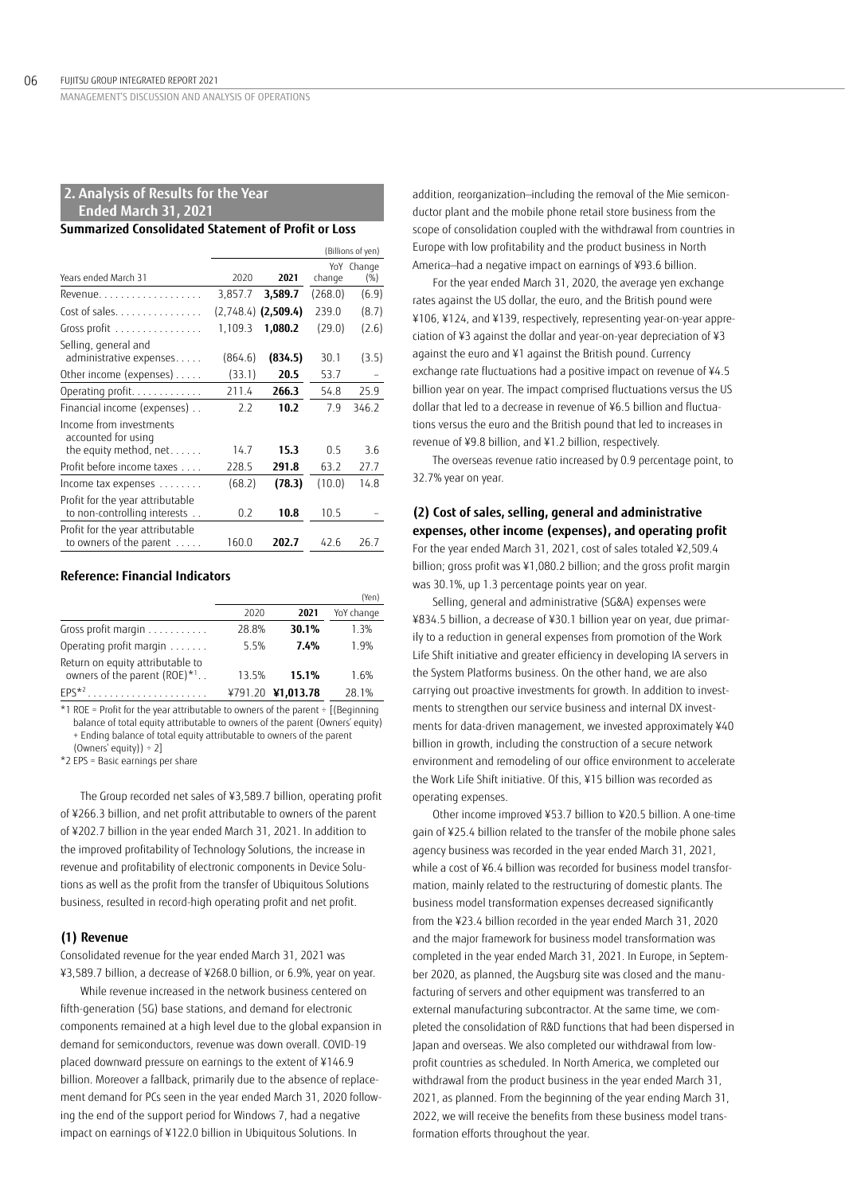## 2. Analysis of Results for the Year Ended March 31, 2021

### Summarized Consolidated Statement of Profit or Loss

(Billions of yen)

| Years ended March 31 | 2020 | 2021 | YoY change | Change (%) |
|---|---|---|---|---|
| Revenue | 3,857.7 | **3,589.7** | (268.0) | (6.9) |
| Cost of sales | (2,748.4) | **(2,509.4)** | 239.0 | (8.7) |
| Gross profit | 1,109.3 | **1,080.2** | (29.0) | (2.6) |
| Selling, general and administrative expenses | (864.6) | **(834.5)** | 30.1 | (3.5) |
| Other income (expenses) | (33.1) | **20.5** | 53.7 | – |
| Operating profit | 211.4 | **266.3** | 54.8 | 25.9 |
| Financial income (expenses) | 2.2 | **10.2** | 7.9 | 346.2 |
| Income from investments accounted for using the equity method, net | 14.7 | **15.3** | 0.5 | 3.6 |
| Profit before income taxes | 228.5 | **291.8** | 63.2 | 27.7 |
| Income tax expenses | (68.2) | **(78.3)** | (10.0) | 14.8 |
| Profit for the year attributable to non-controlling interests | 0.2 | **10.8** | 10.5 | – |
| Profit for the year attributable to owners of the parent | 160.0 | **202.7** | 42.6 | 26.7 |

### Reference: Financial Indicators

(Yen)

| | 2020 | 2021 | YoY change |
|---|---|---|---|
| Gross profit margin | 28.8% | **30.1%** | 1.3% |
| Operating profit margin | 5.5% | **7.4%** | 1.9% |
| Return on equity attributable to owners of the parent (ROE)*1 | 13.5% | **15.1%** | 1.6% |
| EPS*2 | ¥791.20 | **¥1,013.78** | 28.1% |

*1 ROE = Profit for the year attributable to owners of the parent ÷ [(Beginning balance of total equity attributable to owners of the parent (Owners' equity) + Ending balance of total equity attributable to owners of the parent (Owners' equity)) ÷ 2]

*2 EPS = Basic earnings per share

The Group recorded net sales of ¥3,589.7 billion, operating profit of ¥266.3 billion, and net profit attributable to owners of the parent of ¥202.7 billion in the year ended March 31, 2021. In addition to the improved profitability of Technology Solutions, the increase in revenue and profitability of electronic components in Device Solutions as well as the profit from the transfer of Ubiquitous Solutions business, resulted in record-high operating profit and net profit.

### (1) Revenue

Consolidated revenue for the year ended March 31, 2021 was ¥3,589.7 billion, a decrease of ¥268.0 billion, or 6.9%, year on year.

While revenue increased in the network business centered on fifth-generation (5G) base stations, and demand for electronic components remained at a high level due to the global expansion in demand for semiconductors, revenue was down overall. COVID-19 placed downward pressure on earnings to the extent of ¥146.9 billion. Moreover a fallback, primarily due to the absence of replacement demand for PCs seen in the year ended March 31, 2020 following the end of the support period for Windows 7, had a negative impact on earnings of ¥122.0 billion in Ubiquitous Solutions. In addition, reorganization—including the removal of the Mie semiconductor plant and the mobile phone retail store business from the scope of consolidation coupled with the withdrawal from countries in Europe with low profitability and the product business in North America—had a negative impact on earnings of ¥93.6 billion.

For the year ended March 31, 2020, the average yen exchange rates against the US dollar, the euro, and the British pound were ¥106, ¥124, and ¥139, respectively, representing year-on-year appreciation of ¥3 against the dollar and year-on-year depreciation of ¥3 against the euro and ¥1 against the British pound. Currency exchange rate fluctuations had a positive impact on revenue of ¥4.5 billion year on year. The impact comprised fluctuations versus the US dollar that led to a decrease in revenue of ¥6.5 billion and fluctuations versus the euro and the British pound that led to increases in revenue of ¥9.8 billion, and ¥1.2 billion, respectively.

The overseas revenue ratio increased by 0.9 percentage point, to 32.7% year on year.

### (2) Cost of sales, selling, general and administrative expenses, other income (expenses), and operating profit

For the year ended March 31, 2021, cost of sales totaled ¥2,509.4 billion; gross profit was ¥1,080.2 billion; and the gross profit margin was 30.1%, up 1.3 percentage points year on year.

Selling, general and administrative (SG&A) expenses were ¥834.5 billion, a decrease of ¥30.1 billion year on year, due primarily to a reduction in general expenses from promotion of the Work Life Shift initiative and greater efficiency in developing IA servers in the System Platforms business. On the other hand, we are also carrying out proactive investments for growth. In addition to investments to strengthen our service business and internal DX investments for data-driven management, we invested approximately ¥40 billion in growth, including the construction of a secure network environment and remodeling of our office environment to accelerate the Work Life Shift initiative. Of this, ¥15 billion was recorded as operating expenses.

Other income improved ¥53.7 billion to ¥20.5 billion. A one-time gain of ¥25.4 billion related to the transfer of the mobile phone sales agency business was recorded in the year ended March 31, 2021, while a cost of ¥6.4 billion was recorded for business model transformation, mainly related to the restructuring of domestic plants. The business model transformation expenses decreased significantly from the ¥23.4 billion recorded in the year ended March 31, 2020 and the major framework for business model transformation was completed in the year ended March 31, 2021. In Europe, in September 2020, as planned, the Augsburg site was closed and the manufacturing of servers and other equipment was transferred to an external manufacturing subcontractor. At the same time, we completed the consolidation of R&D functions that had been dispersed in Japan and overseas. We also completed our withdrawal from low-profit countries as scheduled. In North America, we completed our withdrawal from the product business in the year ended March 31, 2021, as planned. From the beginning of the year ending March 31, 2022, we will receive the benefits from these business model transformation efforts throughout the year.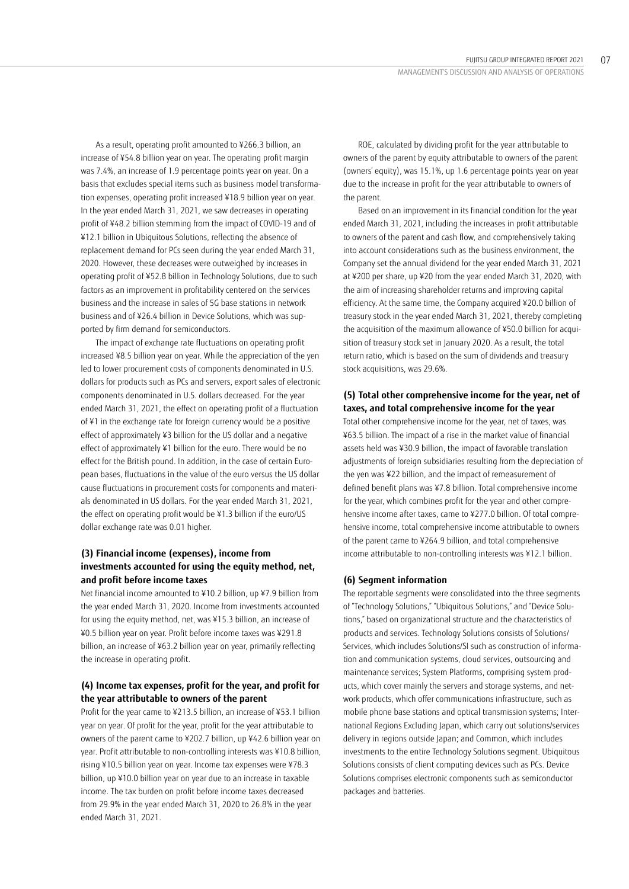As a result, operating profit amounted to ¥266.3 billion, an increase of ¥54.8 billion year on year. The operating profit margin was 7.4%, an increase of 1.9 percentage points year on year. On a basis that excludes special items such as business model transformation expenses, operating profit increased ¥18.9 billion year on year. In the year ended March 31, 2021, we saw decreases in operating profit of ¥48.2 billion stemming from the impact of COVID-19 and of ¥12.1 billion in Ubiquitous Solutions, reflecting the absence of replacement demand for PCs seen during the year ended March 31, 2020. However, these decreases were outweighed by increases in operating profit of ¥52.8 billion in Technology Solutions, due to such factors as an improvement in profitability centered on the services business and the increase in sales of 5G base stations in network business and of ¥26.4 billion in Device Solutions, which was supported by firm demand for semiconductors.

The impact of exchange rate fluctuations on operating profit increased ¥8.5 billion year on year. While the appreciation of the yen led to lower procurement costs of components denominated in U.S. dollars for products such as PCs and servers, export sales of electronic components denominated in U.S. dollars decreased. For the year ended March 31, 2021, the effect on operating profit of a fluctuation of ¥1 in the exchange rate for foreign currency would be a positive effect of approximately ¥3 billion for the US dollar and a negative effect of approximately ¥1 billion for the euro. There would be no effect for the British pound. In addition, in the case of certain European bases, fluctuations in the value of the euro versus the US dollar cause fluctuations in procurement costs for components and materials denominated in US dollars. For the year ended March 31, 2021, the effect on operating profit would be ¥1.3 billion if the euro/US dollar exchange rate was 0.01 higher.

### (3) Financial income (expenses), income from investments accounted for using the equity method, net, and profit before income taxes

Net financial income amounted to ¥10.2 billion, up ¥7.9 billion from the year ended March 31, 2020. Income from investments accounted for using the equity method, net, was ¥15.3 billion, an increase of ¥0.5 billion year on year. Profit before income taxes was ¥291.8 billion, an increase of ¥63.2 billion year on year, primarily reflecting the increase in operating profit.

### (4) Income tax expenses, profit for the year, and profit for the year attributable to owners of the parent

Profit for the year came to ¥213.5 billion, an increase of ¥53.1 billion year on year. Of profit for the year, profit for the year attributable to owners of the parent came to ¥202.7 billion, up ¥42.6 billion year on year. Profit attributable to non-controlling interests was ¥10.8 billion, rising ¥10.5 billion year on year. Income tax expenses were ¥78.3 billion, up ¥10.0 billion year on year due to an increase in taxable income. The tax burden on profit before income taxes decreased from 29.9% in the year ended March 31, 2020 to 26.8% in the year ended March 31, 2021.

ROE, calculated by dividing profit for the year attributable to owners of the parent by equity attributable to owners of the parent (owners' equity), was 15.1%, up 1.6 percentage points year on year due to the increase in profit for the year attributable to owners of the parent.

Based on an improvement in its financial condition for the year ended March 31, 2021, including the increases in profit attributable to owners of the parent and cash flow, and comprehensively taking into account considerations such as the business environment, the Company set the annual dividend for the year ended March 31, 2021 at ¥200 per share, up ¥20 from the year ended March 31, 2020, with the aim of increasing shareholder returns and improving capital efficiency. At the same time, the Company acquired ¥20.0 billion of treasury stock in the year ended March 31, 2021, thereby completing the acquisition of the maximum allowance of ¥50.0 billion for acquisition of treasury stock set in January 2020. As a result, the total return ratio, which is based on the sum of dividends and treasury stock acquisitions, was 29.6%.

### (5) Total other comprehensive income for the year, net of taxes, and total comprehensive income for the year

Total other comprehensive income for the year, net of taxes, was ¥63.5 billion. The impact of a rise in the market value of financial assets held was ¥30.9 billion, the impact of favorable translation adjustments of foreign subsidiaries resulting from the depreciation of the yen was ¥22 billion, and the impact of remeasurement of defined benefit plans was ¥7.8 billion. Total comprehensive income for the year, which combines profit for the year and other comprehensive income after taxes, came to ¥277.0 billion. Of total comprehensive income, total comprehensive income attributable to owners of the parent came to ¥264.9 billion, and total comprehensive income attributable to non-controlling interests was ¥12.1 billion.

### (6) Segment information

The reportable segments were consolidated into the three segments of "Technology Solutions," "Ubiquitous Solutions," and "Device Solutions," based on organizational structure and the characteristics of products and services. Technology Solutions consists of Solutions/Services, which includes Solutions/SI such as construction of information and communication systems, cloud services, outsourcing and maintenance services; System Platforms, comprising system products, which cover mainly the servers and storage systems, and network products, which offer communications infrastructure, such as mobile phone base stations and optical transmission systems; International Regions Excluding Japan, which carry out solutions/services delivery in regions outside Japan; and Common, which includes investments to the entire Technology Solutions segment. Ubiquitous Solutions consists of client computing devices such as PCs. Device Solutions comprises electronic components such as semiconductor packages and batteries.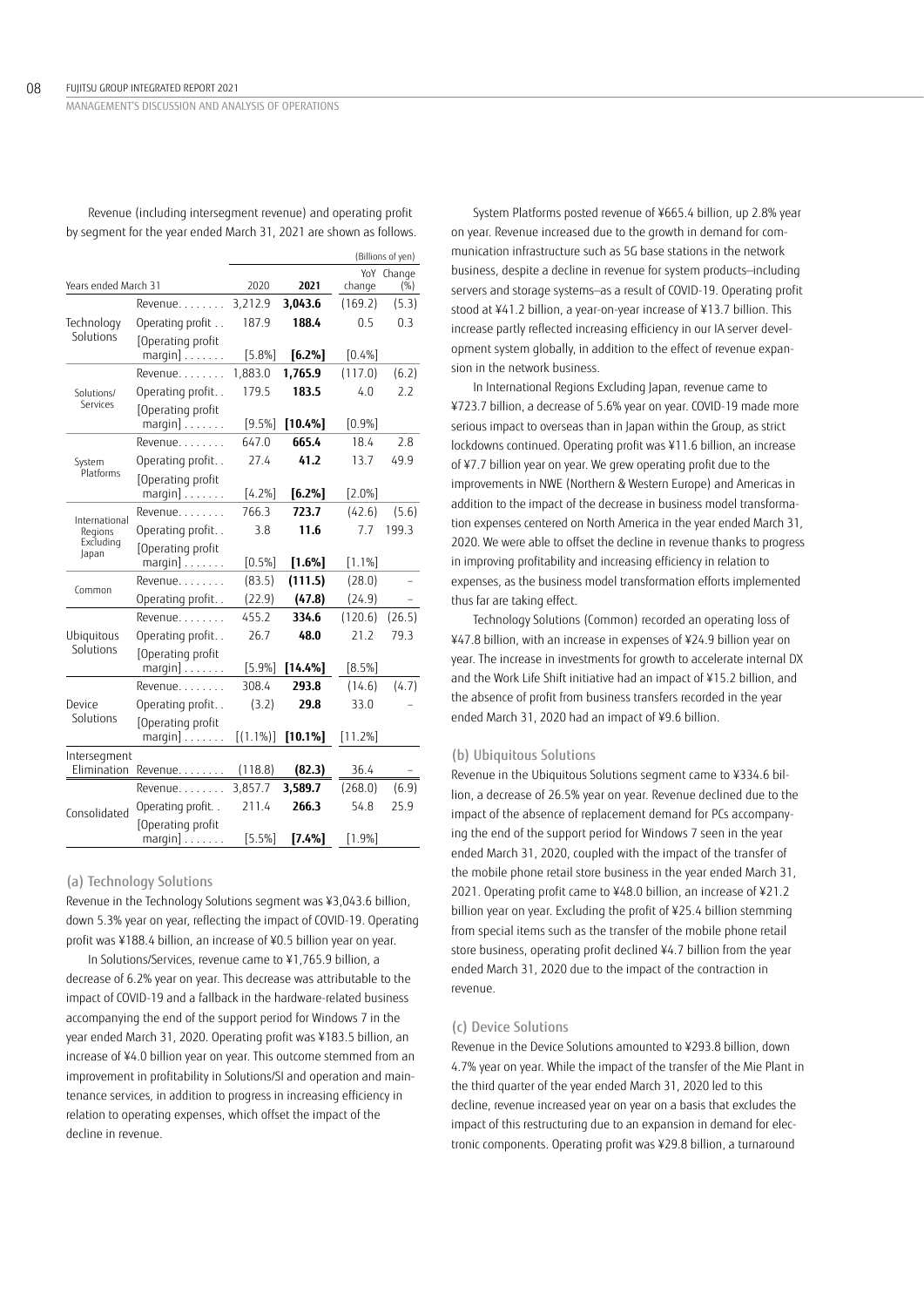Revenue (including intersegment revenue) and operating profit by segment for the year ended March 31, 2021 are shown as follows.

(Billions of yen)

| Years ended March 31 | | 2020 | 2021 | YoY change | Change (%) |
|---|---|---|---|---|---|
| Technology Solutions | Revenue | 3,212.9 | **3,043.6** | (169.2) | (5.3) |
| | Operating profit | 187.9 | **188.4** | 0.5 | 0.3 |
| | [Operating profit margin] | [5.8%] | **[6.2%]** | [0.4%] | |
| Solutions/ Services | Revenue | 1,883.0 | **1,765.9** | (117.0) | (6.2) |
| | Operating profit | 179.5 | **183.5** | 4.0 | 2.2 |
| | [Operating profit margin] | [9.5%] | **[10.4%]** | [0.9%] | |
| System Platforms | Revenue | 647.0 | **665.4** | 18.4 | 2.8 |
| | Operating profit | 27.4 | **41.2** | 13.7 | 49.9 |
| | [Operating profit margin] | [4.2%] | **[6.2%]** | [2.0%] | |
| International Regions Excluding Japan | Revenue | 766.3 | **723.7** | (42.6) | (5.6) |
| | Operating profit | 3.8 | **11.6** | 7.7 | 199.3 |
| | [Operating profit margin] | [0.5%] | **[1.6%]** | [1.1%] | |
| Common | Revenue | (83.5) | **(111.5)** | (28.0) | – |
| | Operating profit | (22.9) | **(47.8)** | (24.9) | – |
| Ubiquitous Solutions | Revenue | 455.2 | **334.6** | (120.6) | (26.5) |
| | Operating profit | 26.7 | **48.0** | 21.2 | 79.3 |
| | [Operating profit margin] | [5.9%] | **[14.4%]** | [8.5%] | |
| Device Solutions | Revenue | 308.4 | **293.8** | (14.6) | (4.7) |
| | Operating profit | (3.2) | **29.8** | 33.0 | – |
| | [Operating profit margin] | [(1.1%)] | **[10.1%]** | [11.2%] | |
| Intersegment Elimination | Revenue | (118.8) | **(82.3)** | 36.4 | – |
| Consolidated | Revenue | 3,857.7 | **3,589.7** | (268.0) | (6.9) |
| | Operating profit | 211.4 | **266.3** | 54.8 | 25.9 |
| | [Operating profit margin] | [5.5%] | **[7.4%]** | [1.9%] | |

### (a) Technology Solutions

Revenue in the Technology Solutions segment was ¥3,043.6 billion, down 5.3% year on year, reflecting the impact of COVID-19. Operating profit was ¥188.4 billion, an increase of ¥0.5 billion year on year.

In Solutions/Services, revenue came to ¥1,765.9 billion, a decrease of 6.2% year on year. This decrease was attributable to the impact of COVID-19 and a fallback in the hardware-related business accompanying the end of the support period for Windows 7 in the year ended March 31, 2020. Operating profit was ¥183.5 billion, an increase of ¥4.0 billion year on year. This outcome stemmed from an improvement in profitability in Solutions/SI and operation and maintenance services, in addition to progress in increasing efficiency in relation to operating expenses, which offset the impact of the decline in revenue.

System Platforms posted revenue of ¥665.4 billion, up 2.8% year on year. Revenue increased due to the growth in demand for communication infrastructure such as 5G base stations in the network business, despite a decline in revenue for system products—including servers and storage systems—as a result of COVID-19. Operating profit stood at ¥41.2 billion, a year-on-year increase of ¥13.7 billion. This increase partly reflected increasing efficiency in our IA server development system globally, in addition to the effect of revenue expansion in the network business.

In International Regions Excluding Japan, revenue came to ¥723.7 billion, a decrease of 5.6% year on year. COVID-19 made more serious impact to overseas than in Japan within the Group, as strict lockdowns continued. Operating profit was ¥11.6 billion, an increase of ¥7.7 billion year on year. We grew operating profit due to the improvements in NWE (Northern & Western Europe) and Americas in addition to the impact of the decrease in business model transformation expenses centered on North America in the year ended March 31, 2020. We were able to offset the decline in revenue thanks to progress in improving profitability and increasing efficiency in relation to expenses, as the business model transformation efforts implemented thus far are taking effect.

Technology Solutions (Common) recorded an operating loss of ¥47.8 billion, with an increase in expenses of ¥24.9 billion year on year. The increase in investments for growth to accelerate internal DX and the Work Life Shift initiative had an impact of ¥15.2 billion, and the absence of profit from business transfers recorded in the year ended March 31, 2020 had an impact of ¥9.6 billion.

### (b) Ubiquitous Solutions

Revenue in the Ubiquitous Solutions segment came to ¥334.6 billion, a decrease of 26.5% year on year. Revenue declined due to the impact of the absence of replacement demand for PCs accompanying the end of the support period for Windows 7 seen in the year ended March 31, 2020, coupled with the impact of the transfer of the mobile phone retail store business in the year ended March 31, 2021. Operating profit came to ¥48.0 billion, an increase of ¥21.2 billion year on year. Excluding the profit of ¥25.4 billion stemming from special items such as the transfer of the mobile phone retail store business, operating profit declined ¥4.7 billion from the year ended March 31, 2020 due to the impact of the contraction in revenue.

### (c) Device Solutions

Revenue in the Device Solutions amounted to ¥293.8 billion, down 4.7% year on year. While the impact of the transfer of the Mie Plant in the third quarter of the year ended March 31, 2020 led to this decline, revenue increased year on year on a basis that excludes the impact of this restructuring due to an expansion in demand for electronic components. Operating profit was ¥29.8 billion, a turnaround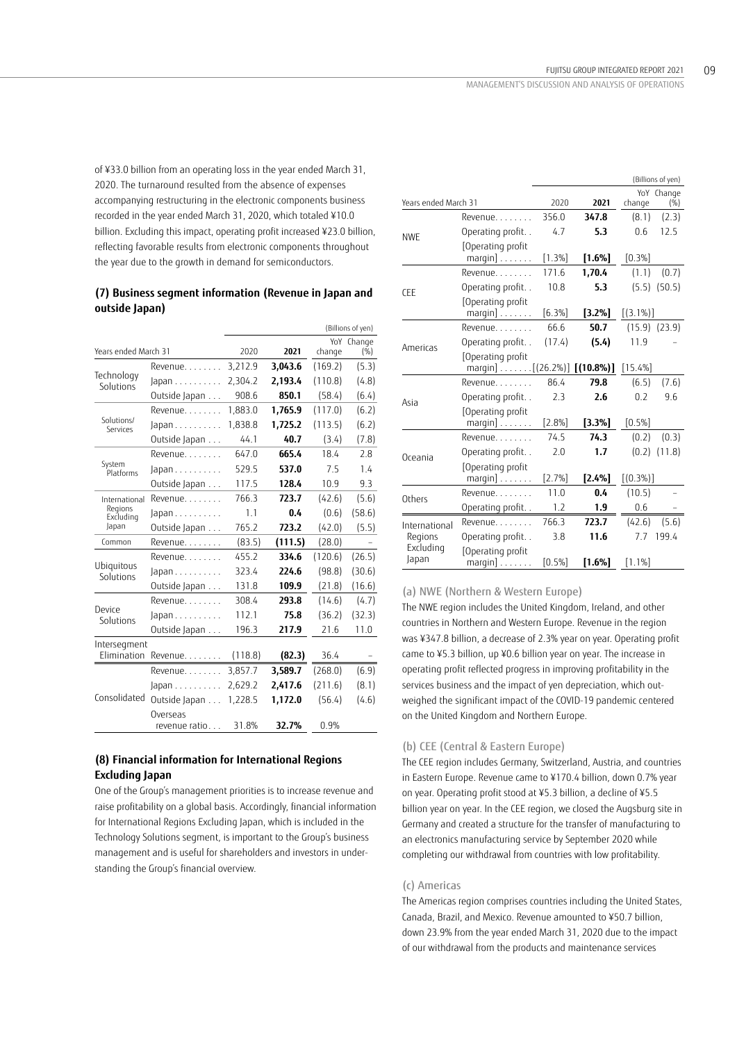of ¥33.0 billion from an operating loss in the year ended March 31, 2020. The turnaround resulted from the absence of expenses accompanying restructuring in the electronic components business recorded in the year ended March 31, 2020, which totaled ¥10.0 billion. Excluding this impact, operating profit increased ¥23.0 billion, reflecting favorable results from electronic components throughout the year due to the growth in demand for semiconductors.

### (7) Business segment information (Revenue in Japan and outside Japan)

(Billions of yen)

| Years ended March 31 | | 2020 | 2021 | YoY change | Change (%) |
|---|---|---|---|---|---|
| Technology Solutions | Revenue | 3,212.9 | **3,043.6** | (169.2) | (5.3) |
| | Japan | 2,304.2 | **2,193.4** | (110.8) | (4.8) |
| | Outside Japan | 908.6 | **850.1** | (58.4) | (6.4) |
| Solutions/ Services | Revenue | 1,883.0 | **1,765.9** | (117.0) | (6.2) |
| | Japan | 1,838.8 | **1,725.2** | (113.5) | (6.2) |
| | Outside Japan | 44.1 | **40.7** | (3.4) | (7.8) |
| System Platforms | Revenue | 647.0 | **665.4** | 18.4 | 2.8 |
| | Japan | 529.5 | **537.0** | 7.5 | 1.4 |
| | Outside Japan | 117.5 | **128.4** | 10.9 | 9.3 |
| International Regions Excluding Japan | Revenue | 766.3 | **723.7** | (42.6) | (5.6) |
| | Japan | 1.1 | **0.4** | (0.6) | (58.6) |
| | Outside Japan | 765.2 | **723.2** | (42.0) | (5.5) |
| Common | Revenue | (83.5) | **(111.5)** | (28.0) | – |
| Ubiquitous Solutions | Revenue | 455.2 | **334.6** | (120.6) | (26.5) |
| | Japan | 323.4 | **224.6** | (98.8) | (30.6) |
| | Outside Japan | 131.8 | **109.9** | (21.8) | (16.6) |
| Device Solutions | Revenue | 308.4 | **293.8** | (14.6) | (4.7) |
| | Japan | 112.1 | **75.8** | (36.2) | (32.3) |
| | Outside Japan | 196.3 | **217.9** | 21.6 | 11.0 |
| Intersegment Elimination | Revenue | (118.8) | **(82.3)** | 36.4 | – |
| Consolidated | Revenue | 3,857.7 | **3,589.7** | (268.0) | (6.9) |
| | Japan | 2,629.2 | **2,417.6** | (211.6) | (8.1) |
| | Outside Japan | 1,228.5 | **1,172.0** | (56.4) | (4.6) |
| | Overseas revenue ratio | 31.8% | **32.7%** | 0.9% | |

### (8) Financial information for International Regions Excluding Japan

One of the Group's management priorities is to increase revenue and raise profitability on a global basis. Accordingly, financial information for International Regions Excluding Japan, which is included in the Technology Solutions segment, is important to the Group's business management and is useful for shareholders and investors in understanding the Group's financial overview.

(Billions of yen)

| Years ended March 31 | | 2020 | 2021 | YoY change | Change (%) |
|---|---|---|---|---|---|
| NWE | Revenue | 356.0 | **347.8** | (8.1) | (2.3) |
| | Operating profit | 4.7 | **5.3** | 0.6 | 12.5 |
| | [Operating profit margin] | [1.3%] | **[1.6%]** | [0.3%] | |
| CEE | Revenue | 171.6 | **1,70.4** | (1.1) | (0.7) |
| | Operating profit | 10.8 | **5.3** | (5.5) | (50.5) |
| | [Operating profit margin] | [6.3%] | **[3.2%]** | [(3.1%)] | |
| Americas | Revenue | 66.6 | **50.7** | (15.9) | (23.9) |
| | Operating profit | (17.4) | **(5.4)** | 11.9 | – |
| | [Operating profit margin] | [(26.2%)] | **[(10.8%)]** | [15.4%] | |
| Asia | Revenue | 86.4 | **79.8** | (6.5) | (7.6) |
| | Operating profit | 2.3 | **2.6** | 0.2 | 9.6 |
| | [Operating profit margin] | [2.8%] | **[3.3%]** | [0.5%] | |
| Oceania | Revenue | 74.5 | **74.3** | (0.2) | (0.3) |
| | Operating profit | 2.0 | **1.7** | (0.2) | (11.8) |
| | [Operating profit margin] | [2.7%] | **[2.4%]** | [(0.3%)] | |
| Others | Revenue | 11.0 | **0.4** | (10.5) | – |
| | Operating profit | 1.2 | **1.9** | 0.6 | – |
| International Regions Excluding Japan | Revenue | 766.3 | **723.7** | (42.6) | (5.6) |
| | Operating profit | 3.8 | **11.6** | 7.7 | 199.4 |
| | [Operating profit margin] | [0.5%] | **[1.6%]** | [1.1%] | |

#### (a) NWE (Northern & Western Europe)

The NWE region includes the United Kingdom, Ireland, and other countries in Northern and Western Europe. Revenue in the region was ¥347.8 billion, a decrease of 2.3% year on year. Operating profit came to ¥5.3 billion, up ¥0.6 billion year on year. The increase in operating profit reflected progress in improving profitability in the services business and the impact of yen depreciation, which outweighed the significant impact of the COVID-19 pandemic centered on the United Kingdom and Northern Europe.

#### (b) CEE (Central & Eastern Europe)

The CEE region includes Germany, Switzerland, Austria, and countries in Eastern Europe. Revenue came to ¥170.4 billion, down 0.7% year on year. Operating profit stood at ¥5.3 billion, a decline of ¥5.5 billion year on year. In the CEE region, we closed the Augsburg site in Germany and created a structure for the transfer of manufacturing to an electronics manufacturing service by September 2020 while completing our withdrawal from countries with low profitability.

#### (c) Americas

The Americas region comprises countries including the United States, Canada, Brazil, and Mexico. Revenue amounted to ¥50.7 billion, down 23.9% from the year ended March 31, 2020 due to the impact of our withdrawal from the products and maintenance services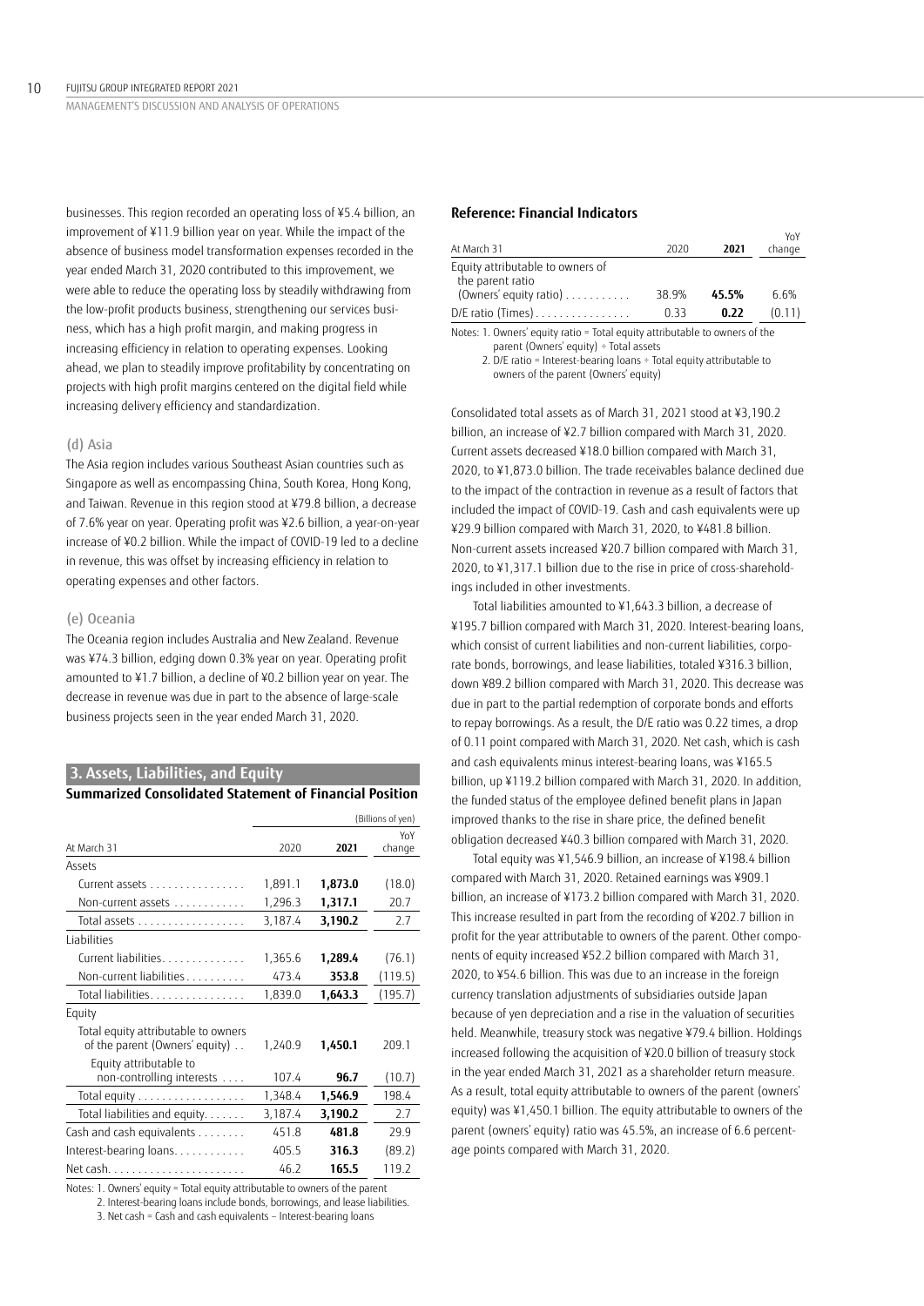businesses. This region recorded an operating loss of ¥5.4 billion, an improvement of ¥11.9 billion year on year. While the impact of the absence of business model transformation expenses recorded in the year ended March 31, 2020 contributed to this improvement, we were able to reduce the operating loss by steadily withdrawing from the low-profit products business, strengthening our services business, which has a high profit margin, and making progress in increasing efficiency in relation to operating expenses. Looking ahead, we plan to steadily improve profitability by concentrating on projects with high profit margins centered on the digital field while increasing delivery efficiency and standardization.

### (d) Asia

The Asia region includes various Southeast Asian countries such as Singapore as well as encompassing China, South Korea, Hong Kong, and Taiwan. Revenue in this region stood at ¥79.8 billion, a decrease of 7.6% year on year. Operating profit was ¥2.6 billion, a year-on-year increase of ¥0.2 billion. While the impact of COVID-19 led to a decline in revenue, this was offset by increasing efficiency in relation to operating expenses and other factors.

### (e) Oceania

The Oceania region includes Australia and New Zealand. Revenue was ¥74.3 billion, edging down 0.3% year on year. Operating profit amounted to ¥1.7 billion, a decline of ¥0.2 billion year on year. The decrease in revenue was due in part to the absence of large-scale business projects seen in the year ended March 31, 2020.

## 3. Assets, Liabilities, and Equity

### Summarized Consolidated Statement of Financial Position

(Billions of yen)

| At March 31 | 2020 | 2021 | YoY change |
|---|---|---|---|
| Assets | | | |
| Current assets | 1,891.1 | **1,873.0** | (18.0) |
| Non-current assets | 1,296.3 | **1,317.1** | 20.7 |
| Total assets | 3,187.4 | **3,190.2** | 2.7 |
| Liabilities | | | |
| Current liabilities | 1,365.6 | **1,289.4** | (76.1) |
| Non-current liabilities | 473.4 | **353.8** | (119.5) |
| Total liabilities | 1,839.0 | **1,643.3** | (195.7) |
| Equity | | | |
| Total equity attributable to owners of the parent (Owners' equity) | 1,240.9 | **1,450.1** | 209.1 |
| Equity attributable to non-controlling interests | 107.4 | **96.7** | (10.7) |
| Total equity | 1,348.4 | **1,546.9** | 198.4 |
| Total liabilities and equity | 3,187.4 | **3,190.2** | 2.7 |
| Cash and cash equivalents | 451.8 | **481.8** | 29.9 |
| Interest-bearing loans | 405.5 | **316.3** | (89.2) |
| Net cash | 46.2 | **165.5** | 119.2 |

Notes: 1. Owners' equity = Total equity attributable to owners of the parent
2. Interest-bearing loans include bonds, borrowings, and lease liabilities.
3. Net cash = Cash and cash equivalents − Interest-bearing loans

### Reference: Financial Indicators

| At March 31 | 2020 | 2021 | YoY change |
|---|---|---|---|
| Equity attributable to owners of the parent ratio (Owners' equity ratio) | 38.9% | **45.5%** | 6.6% |
| D/E ratio (Times) | 0.33 | **0.22** | (0.11) |

Notes: 1. Owners' equity ratio = Total equity attributable to owners of the parent (Owners' equity) ÷ Total assets
2. D/E ratio = Interest-bearing loans ÷ Total equity attributable to owners of the parent (Owners' equity)

Consolidated total assets as of March 31, 2021 stood at ¥3,190.2 billion, an increase of ¥2.7 billion compared with March 31, 2020. Current assets decreased ¥18.0 billion compared with March 31, 2020, to ¥1,873.0 billion. The trade receivables balance declined due to the impact of the contraction in revenue as a result of factors that included the impact of COVID-19. Cash and cash equivalents were up ¥29.9 billion compared with March 31, 2020, to ¥481.8 billion. Non-current assets increased ¥20.7 billion compared with March 31, 2020, to ¥1,317.1 billion due to the rise in price of cross-shareholdings included in other investments.

Total liabilities amounted to ¥1,643.3 billion, a decrease of ¥195.7 billion compared with March 31, 2020. Interest-bearing loans, which consist of current liabilities and non-current liabilities, corporate bonds, borrowings, and lease liabilities, totaled ¥316.3 billion, down ¥89.2 billion compared with March 31, 2020. This decrease was due in part to the partial redemption of corporate bonds and efforts to repay borrowings. As a result, the D/E ratio was 0.22 times, a drop of 0.11 point compared with March 31, 2020. Net cash, which is cash and cash equivalents minus interest-bearing loans, was ¥165.5 billion, up ¥119.2 billion compared with March 31, 2020. In addition, the funded status of the employee defined benefit plans in Japan improved thanks to the rise in share price, the defined benefit obligation decreased ¥40.3 billion compared with March 31, 2020.

Total equity was ¥1,546.9 billion, an increase of ¥198.4 billion compared with March 31, 2020. Retained earnings was ¥909.1 billion, an increase of ¥173.2 billion compared with March 31, 2020. This increase resulted in part from the recording of ¥202.7 billion in profit for the year attributable to owners of the parent. Other components of equity increased ¥52.2 billion compared with March 31, 2020, to ¥54.6 billion. This was due to an increase in the foreign currency translation adjustments of subsidiaries outside Japan because of yen depreciation and a rise in the valuation of securities held. Meanwhile, treasury stock was negative ¥79.4 billion. Holdings increased following the acquisition of ¥20.0 billion of treasury stock in the year ended March 31, 2021 as a shareholder return measure. As a result, total equity attributable to owners of the parent (owners' equity) was ¥1,450.1 billion. The equity attributable to owners of the parent (owners' equity) ratio was 45.5%, an increase of 6.6 percentage points compared with March 31, 2020.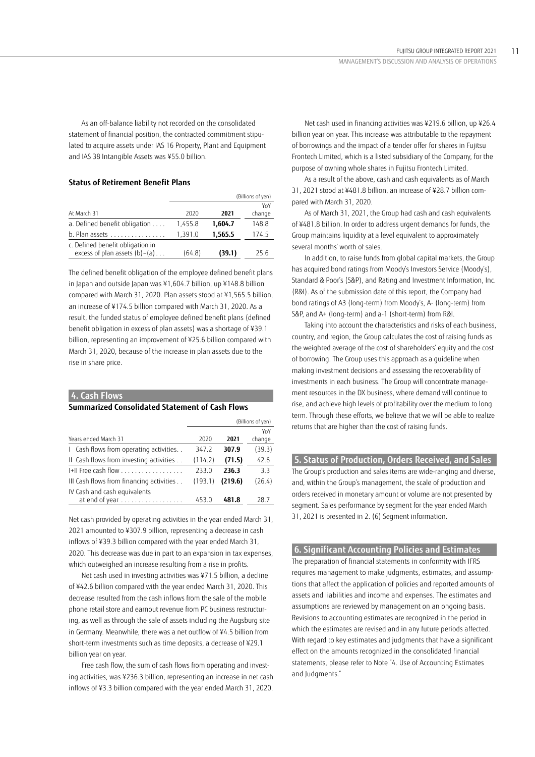As an off-balance liability not recorded on the consolidated statement of financial position, the contracted commitment stipulated to acquire assets under IAS 16 Property, Plant and Equipment and IAS 38 Intangible Assets was ¥55.0 billion.

### Status of Retirement Benefit Plans

| | | | (Billions of yen) |
|---|---|---|---|
| At March 31 | 2020 | **2021** | YoY change |
| a. Defined benefit obligation | 1,455.8 | **1,604.7** | 148.8 |
| b. Plan assets | 1,391.0 | **1,565.5** | 174.5 |
| c. Defined benefit obligation in excess of plan assets (b)–(a) | (64.8) | **(39.1)** | 25.6 |

The defined benefit obligation of the employee defined benefit plans in Japan and outside Japan was ¥1,604.7 billion, up ¥148.8 billion compared with March 31, 2020. Plan assets stood at ¥1,565.5 billion, an increase of ¥174.5 billion compared with March 31, 2020. As a result, the funded status of employee defined benefit plans (defined benefit obligation in excess of plan assets) was a shortage of ¥39.1 billion, representing an improvement of ¥25.6 billion compared with March 31, 2020, because of the increase in plan assets due to the rise in share price.

## 4. Cash Flows

### Summarized Consolidated Statement of Cash Flows

| | | | (Billions of yen) |
|---|---|---|---|
| Years ended March 31 | 2020 | **2021** | YoY change |
| I Cash flows from operating activities | 347.2 | **307.9** | (39.3) |
| II Cash flows from investing activities | (114.2) | **(71.5)** | 42.6 |
| I+II Free cash flow | 233.0 | **236.3** | 3.3 |
| III Cash flows from financing activities | (193.1) | **(219.6)** | (26.4) |
| IV Cash and cash equivalents at end of year | 453.0 | **481.8** | 28.7 |

Net cash provided by operating activities in the year ended March 31, 2021 amounted to ¥307.9 billion, representing a decrease in cash inflows of ¥39.3 billion compared with the year ended March 31, 2020. This decrease was due in part to an expansion in tax expenses, which outweighed an increase resulting from a rise in profits.

Net cash used in investing activities was ¥71.5 billion, a decline of ¥42.6 billion compared with the year ended March 31, 2020. This decrease resulted from the cash inflows from the sale of the mobile phone retail store and earnout revenue from PC business restructuring, as well as through the sale of assets including the Augsburg site in Germany. Meanwhile, there was a net outflow of ¥4.5 billion from short-term investments such as time deposits, a decrease of ¥29.1 billion year on year.

Free cash flow, the sum of cash flows from operating and investing activities, was ¥236.3 billion, representing an increase in net cash inflows of ¥3.3 billion compared with the year ended March 31, 2020.

Net cash used in financing activities was ¥219.6 billion, up ¥26.4 billion year on year. This increase was attributable to the repayment of borrowings and the impact of a tender offer for shares in Fujitsu Frontech Limited, which is a listed subsidiary of the Company, for the purpose of owning whole shares in Fujitsu Frontech Limited.

As a result of the above, cash and cash equivalents as of March 31, 2021 stood at ¥481.8 billion, an increase of ¥28.7 billion compared with March 31, 2020.

As of March 31, 2021, the Group had cash and cash equivalents of ¥481.8 billion. In order to address urgent demands for funds, the Group maintains liquidity at a level equivalent to approximately several months' worth of sales.

In addition, to raise funds from global capital markets, the Group has acquired bond ratings from Moody's Investors Service (Moody's), Standard & Poor's (S&P), and Rating and Investment Information, Inc. (R&I). As of the submission date of this report, the Company had bond ratings of A3 (long-term) from Moody's, A- (long-term) from S&P, and A+ (long-term) and a-1 (short-term) from R&I.

Taking into account the characteristics and risks of each business, country, and region, the Group calculates the cost of raising funds as the weighted average of the cost of shareholders' equity and the cost of borrowing. The Group uses this approach as a guideline when making investment decisions and assessing the recoverability of investments in each business. The Group will concentrate management resources in the DX business, where demand will continue to rise, and achieve high levels of profitability over the medium to long term. Through these efforts, we believe that we will be able to realize returns that are higher than the cost of raising funds.

## 5. Status of Production, Orders Received, and Sales

The Group's production and sales items are wide-ranging and diverse, and, within the Group's management, the scale of production and orders received in monetary amount or volume are not presented by segment. Sales performance by segment for the year ended March 31, 2021 is presented in 2. (6) Segment information.

## 6. Significant Accounting Policies and Estimates

The preparation of financial statements in conformity with IFRS requires management to make judgments, estimates, and assumptions that affect the application of policies and reported amounts of assets and liabilities and income and expenses. The estimates and assumptions are reviewed by management on an ongoing basis. Revisions to accounting estimates are recognized in the period in which the estimates are revised and in any future periods affected. With regard to key estimates and judgments that have a significant effect on the amounts recognized in the consolidated financial statements, please refer to Note "4. Use of Accounting Estimates and Judgments."